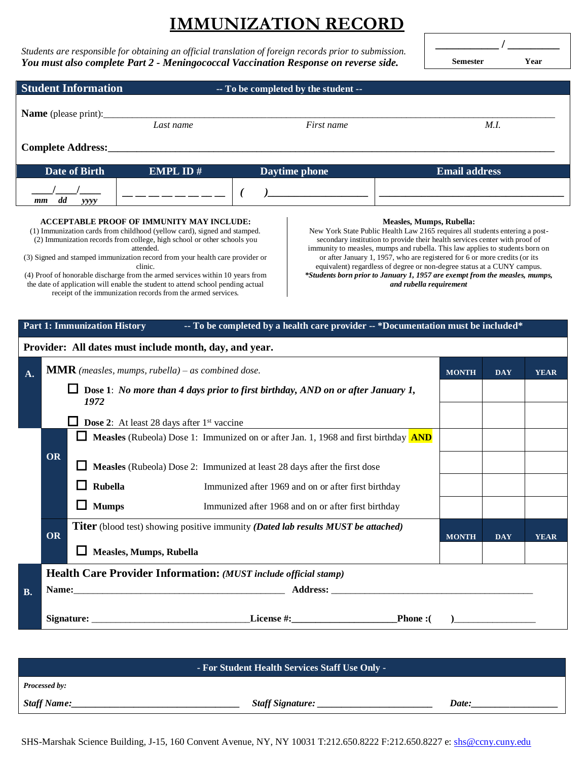# IMMUNIZATION RECORD

*Students are responsible for obtaining an official translation of foreign records prior to submission.*
***You must also complete Part 2 - Meningococcal Vaccination Response on reverse side.***

| ___________ / _________ | |
|---|---|
| **Semester** | **Year** |

## Student Information -- To be completed by the student --

**Name** (please print):___________________________________________________________

*Last name* *First name* *M.I.*

**Complete Address:**___________________________________________________________

| Date of Birth | EMPL ID # | Daytime phone | Email address |
|---|---|---|---|
| ___/___/____ mm dd yyyy | _ _ _ _ _ _ _ _ | ( )_______________ | _______________________________ |

**ACCEPTABLE PROOF OF IMMUNITY MAY INCLUDE:**

(1) Immunization cards from childhood (yellow card), signed and stamped.
(2) Immunization records from college, high school or other schools you attended.
(3) Signed and stamped immunization record from your health care provider or clinic.
(4) Proof of honorable discharge from the armed services within 10 years from the date of application will enable the student to attend school pending actual receipt of the immunization records from the armed services.

**Measles, Mumps, Rubella:**

New York State Public Health Law 2165 requires all students entering a post-secondary institution to provide their health services center with proof of immunity to measles, mumps and rubella. This law applies to students born on or after January 1, 1957, who are registered for 6 or more credits (or its equivalent) regardless of degree or non-degree status at a CUNY campus.
***Students born prior to January 1, 1957 are exempt from the measles, mumps, and rubella requirement***

## Part 1: Immunization History -- To be completed by a health care provider -- *Documentation must be included*

**Provider: All dates must include month, day, and year.**

| | | | MONTH | DAY | YEAR |
|---|---|---|---|---|---|
| **A.** | **MMR** *(measles, mumps, rubella) – as combined dose.* | | | | |
| | ☐ **Dose 1**: ***No more than 4 days prior to first birthday, AND on or after January 1, 1972*** | | | | |
| | ☐ **Dose 2**: At least 28 days after 1st vaccine | | | | |
| **OR** | ☐ **Measles** (Rubeola) Dose 1: Immunized on or after Jan. 1, 1968 and first birthday **AND** | | | | |
| | ☐ **Measles** (Rubeola) Dose 2: Immunized at least 28 days after the first dose | | | | |
| | ☐ **Rubella** | Immunized after 1969 and on or after first birthday | | | |
| | ☐ **Mumps** | Immunized after 1968 and on or after first birthday | | | |
| **OR** | **Titer** (blood test) showing positive immunity ***(Dated lab results MUST be attached)*** | | **MONTH** | **DAY** | **YEAR** |
| | ☐ **Measles, Mumps, Rubella** | | | | |

**B. Health Care Provider Information:** ***(MUST include official stamp)***

**Name:**_________________________________________ **Address:** _________________________________________

**Signature:** _______________________________**License #:**____________________**Phone :(** **)**________________

## - For Student Health Services Staff Use Only -

***Processed by:***

***Staff Name:***_________________________________ ***Staff Signature:*** _______________________ ***Date:***_________________

SHS-Marshak Science Building, J-15, 160 Convent Avenue, NY, NY 10031 T:212.650.8222 F:212.650.8227 e: shs@ccny.cuny.edu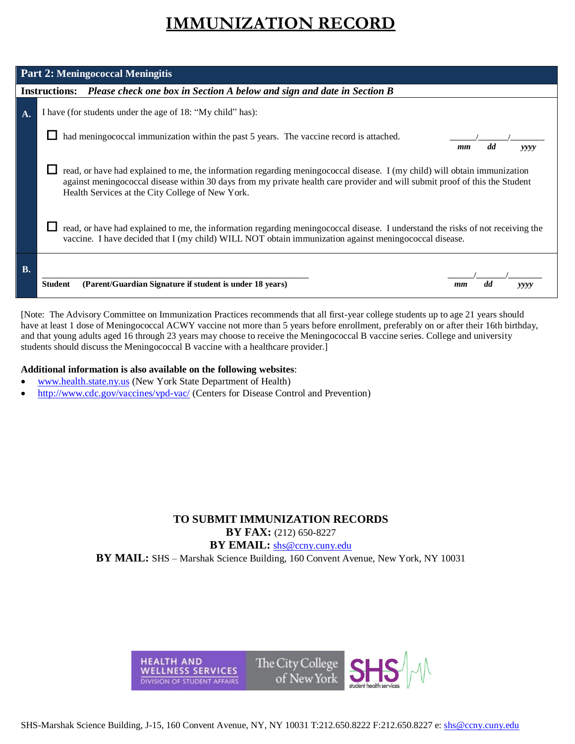# IMMUNIZATION RECORD

## Part 2: Meningococcal Meningitis

**Instructions:** ***Please check one box in Section A below and sign and date in Section B***

**A.** I have (for students under the age of 18: "My child" has):

- ☐ had meningococcal immunization within the past 5 years. The vaccine record is attached. ______/______/________ *mm dd yyyy*

- ☐ read, or have had explained to me, the information regarding meningococcal disease. I (my child) will obtain immunization against meningococcal disease within 30 days from my private health care provider and will submit proof of this the Student Health Services at the City College of New York.

- ☐ read, or have had explained to me, the information regarding meningococcal disease. I understand the risks of not receiving the vaccine. I have decided that I (my child) WILL NOT obtain immunization against meningococcal disease.

**B.** ________________________________________________ ______/______/________

**Student (Parent/Guardian Signature if student is under 18 years)** *mm dd yyyy*

[Note: The Advisory Committee on Immunization Practices recommends that all first-year college students up to age 21 years should have at least 1 dose of Meningococcal ACWY vaccine not more than 5 years before enrollment, preferably on or after their 16th birthday, and that young adults aged 16 through 23 years may choose to receive the Meningococcal B vaccine series. College and university students should discuss the Meningococcal B vaccine with a healthcare provider.]

**Additional information is also available on the following websites**:

- www.health.state.ny.us (New York State Department of Health)
- http://www.cdc.gov/vaccines/vpd-vac/ (Centers for Disease Control and Prevention)

**TO SUBMIT IMMUNIZATION RECORDS**

**BY FAX:** (212) 650-8227

**BY EMAIL:** shs@ccny.cuny.edu

**BY MAIL:** SHS – Marshak Science Building, 160 Convent Avenue, New York, NY 10031

HEALTH AND WELLNESS SERVICES DIVISION OF STUDENT AFFAIRS | The City College of New York | SHS student health services

SHS-Marshak Science Building, J-15, 160 Convent Avenue, NY, NY 10031 T:212.650.8222 F:212.650.8227 e: shs@ccny.cuny.edu